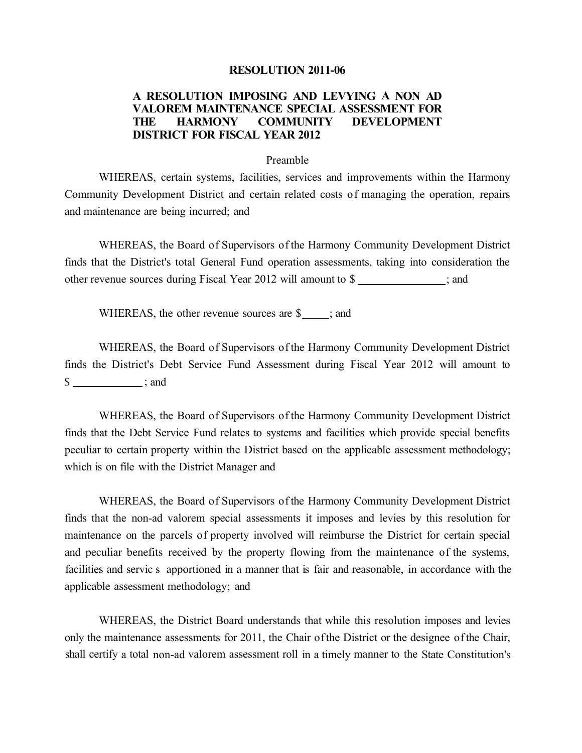**RESOLUTION 2011-06**

**A RESOLUTION IMPOSING AND LEVYING A NON AD VALOREM MAINTENANCE SPECIAL ASSESSMENT FOR THE HARMONY COMMUNITY DEVELOPMENT DISTRICT FOR FISCAL YEAR 2012**

Preamble

WHEREAS, certain systems, facilities, services and improvements within the Harmony Community Development District and certain related costs of managing the operation, repairs and maintenance are being incurred; and

WHEREAS, the Board of Supervisors of the Harmony Community Development District finds that the District's total General Fund operation assessments, taking into consideration the other revenue sources during Fiscal Year 2012 will amount to $ ______________; and

WHEREAS, the other revenue sources are $_____; and

WHEREAS, the Board of Supervisors of the Harmony Community Development District finds the District's Debt Service Fund Assessment during Fiscal Year 2012 will amount to $ ___________; and

WHEREAS, the Board of Supervisors of the Harmony Community Development District finds that the Debt Service Fund relates to systems and facilities which provide special benefits peculiar to certain property within the District based on the applicable assessment methodology; which is on file with the District Manager and

WHEREAS, the Board of Supervisors of the Harmony Community Development District finds that the non-ad valorem special assessments it imposes and levies by this resolution for maintenance on the parcels of property involved will reimburse the District for certain special and peculiar benefits received by the property flowing from the maintenance of the systems, facilities and servic s apportioned in a manner that is fair and reasonable, in accordance with the applicable assessment methodology; and

WHEREAS, the District Board understands that while this resolution imposes and levies only the maintenance assessments for 2011, the Chair of the District or the designee of the Chair, shall certify a total non-ad valorem assessment roll in a timely manner to the State Constitution's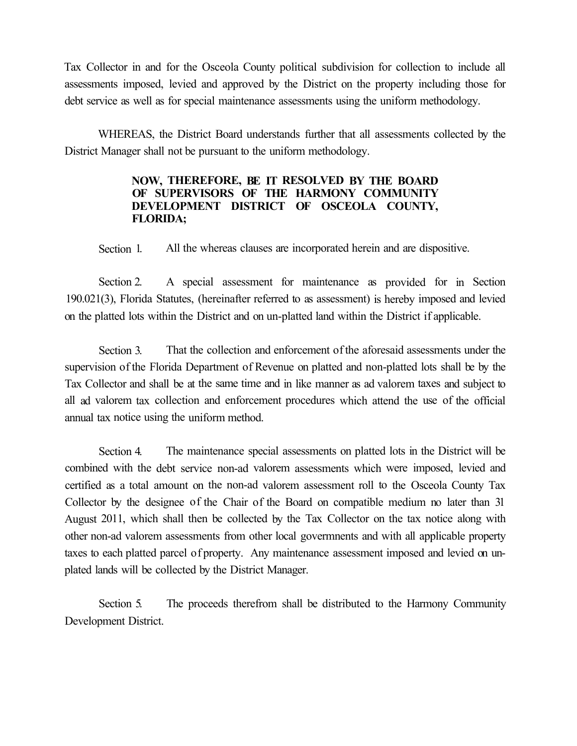Tax Collector in and for the Osceola County political subdivision for collection to include all assessments imposed, levied and approved by the District on the property including those for debt service as well as for special maintenance assessments using the uniform methodology.

WHEREAS, the District Board understands further that all assessments collected by the District Manager shall not be pursuant to the uniform methodology.

**NOW, THEREFORE, BE IT RESOLVED BY THE BOARD OF SUPERVISORS OF THE HARMONY COMMUNITY DEVELOPMENT DISTRICT OF OSCEOLA COUNTY, FLORIDA;**

Section 1. All the whereas clauses are incorporated herein and are dispositive.

Section 2. A special assessment for maintenance as provided for in Section 190.021(3), Florida Statutes, (hereinafter referred to as assessment) is hereby imposed and levied on the platted lots within the District and on un-platted land within the District if applicable.

Section 3. That the collection and enforcement of the aforesaid assessments under the supervision of the Florida Department of Revenue on platted and non-platted lots shall be by the Tax Collector and shall be at the same time and in like manner as ad valorem taxes and subject to all ad valorem tax collection and enforcement procedures which attend the use of the official annual tax notice using the uniform method.

Section 4. The maintenance special assessments on platted lots in the District will be combined with the debt service non-ad valorem assessments which were imposed, levied and certified as a total amount on the non-ad valorem assessment roll to the Osceola County Tax Collector by the designee of the Chair of the Board on compatible medium no later than 31 August 2011, which shall then be collected by the Tax Collector on the tax notice along with other non-ad valorem assessments from other local govermnents and with all applicable property taxes to each platted parcel of property. Any maintenance assessment imposed and levied on un-plated lands will be collected by the District Manager.

Section 5. The proceeds therefrom shall be distributed to the Harmony Community Development District.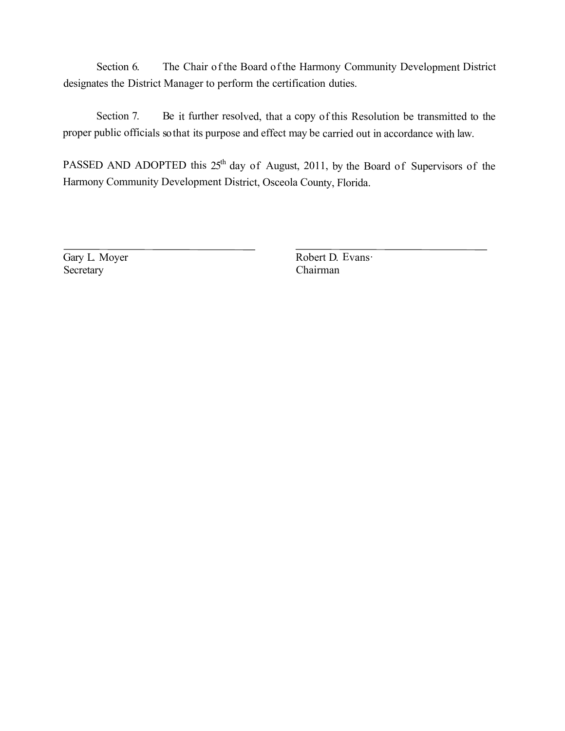Section 6. The Chair of the Board of the Harmony Community Development District designates the District Manager to perform the certification duties.

Section 7. Be it further resolved, that a copy of this Resolution be transmitted to the proper public officials so that its purpose and effect may be carried out in accordance with law.

PASSED AND ADOPTED this 25th day of August, 2011, by the Board of Supervisors of the Harmony Community Development District, Osceola County, Florida.

| | |
|---|---|
| \_\_\_\_\_\_\_\_\_\_\_\_\_\_\_\_\_\_\_\_\_\_\_\_\_\_\_\_ | \_\_\_\_\_\_\_\_\_\_\_\_\_\_\_\_\_\_\_\_\_\_\_\_\_\_\_\_ |
| Gary L. Moyer | Robert D. Evans· |
| Secretary | Chairman |